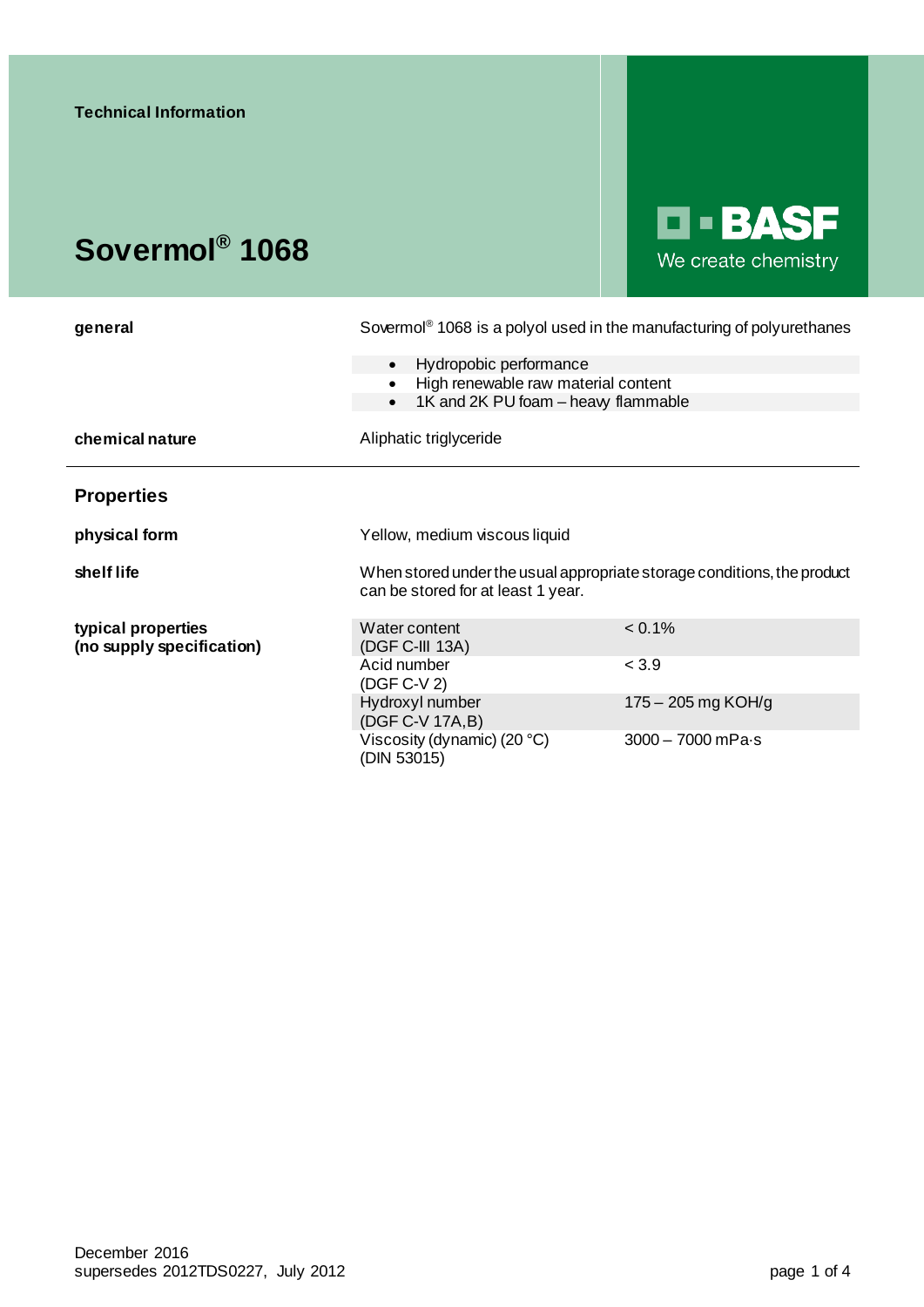Technical Information

# Sovermol® 1068

BASF — We create chemistry

**general**

Sovermol® 1068 is a polyol used in the manufacturing of polyurethanes

- Hydropobic performance
- High renewable raw material content
- 1K and 2K PU foam – heavy flammable

**chemical nature**

Aliphatic triglyceride

---

## Properties

**physical form**

Yellow, medium viscous liquid

**shelf life**

When stored under the usual appropriate storage conditions, the product can be stored for at least 1 year.

**typical properties (no supply specification)**

| Property | Value |
|---|---|
| Water content (DGF C-III 13A) | < 0.1% |
| Acid number (DGF C-V 2) | < 3.9 |
| Hydroxyl number (DGF C-V 17A,B) | 175 – 205 mg KOH/g |
| Viscosity (dynamic) (20 °C) (DIN 53015) | 3000 – 7000 mPa·s |

December 2016
supersedes 2012TDS0227, July 2012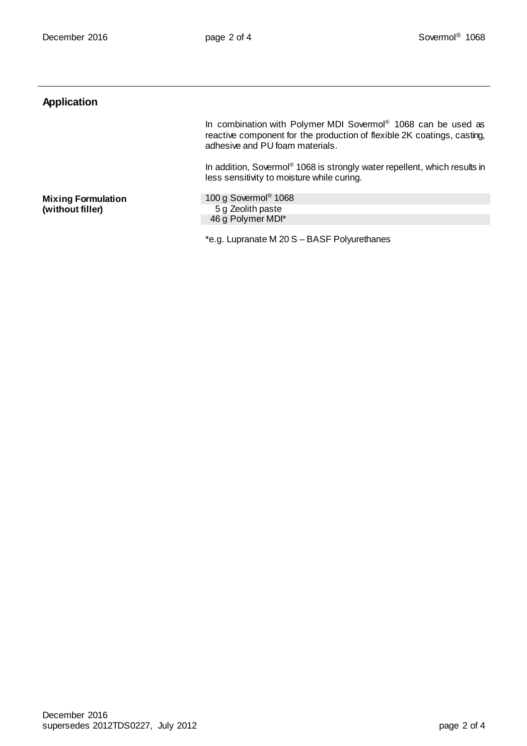## Application

In combination with Polymer MDI Sovermol® 1068 can be used as reactive component for the production of flexible 2K coatings, casting, adhesive and PU foam materials.

In addition, Sovermol® 1068 is strongly water repellent, which results in less sensitivity to moisture while curing.

**Mixing Formulation (without filler)**

| | |
|---|---|
| 100 g | Sovermol® 1068 |
| 5 g | Zeolith paste |
| 46 g | Polymer MDI* |

*e.g. Lupranate M 20 S – BASF Polyurethanes

December 2016
supersedes 2012TDS0227, July 2012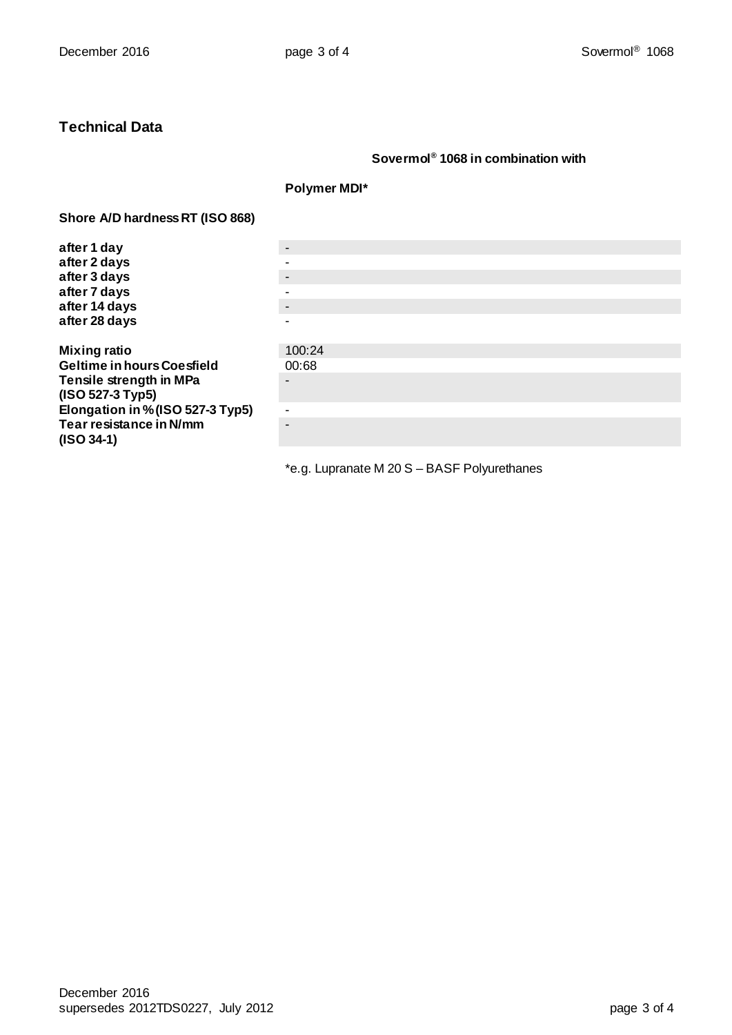## Technical Data

| | Sovermol® 1068 in combination with |
|---|---|
| | **Polymer MDI*** |
| **Shore A/D hardness RT (ISO 868)** | |
| **after 1 day** | - |
| **after 2 days** | - |
| **after 3 days** | - |
| **after 7 days** | - |
| **after 14 days** | - |
| **after 28 days** | - |
| **Mixing ratio** | 100:24 |
| **Geltime in hours Coesfield** | 00:68 |
| **Tensile strength in MPa (ISO 527-3 Typ5)** | - |
| **Elongation in % (ISO 527-3 Typ5)** | - |
| **Tear resistance in N/mm (ISO 34-1)** | - |

*e.g. Lupranate M 20 S – BASF Polyurethanes

December 2016
supersedes 2012TDS0227, July 2012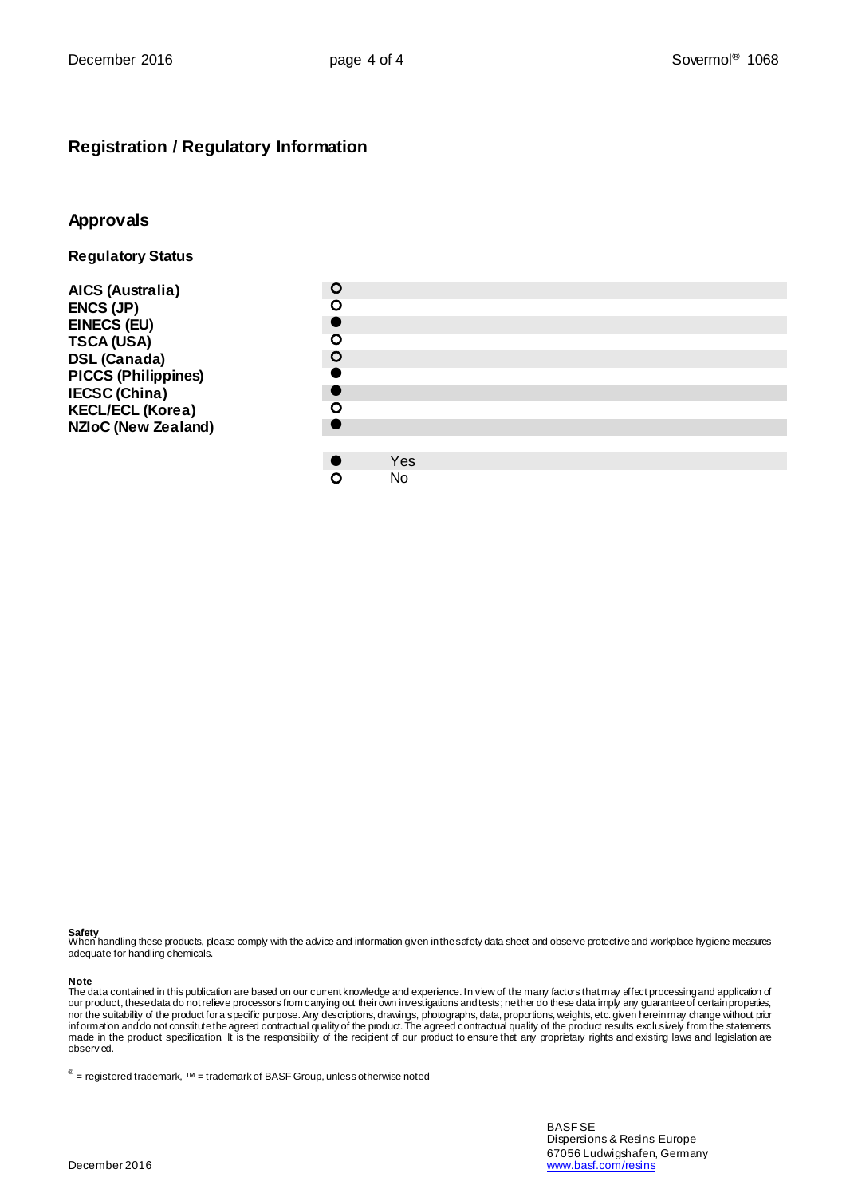## Registration / Regulatory Information

## Approvals

### Regulatory Status

| | |
|---|---|
| **AICS (Australia)** | ○ |
| **ENCS (JP)** | ○ |
| **EINECS (EU)** | ● |
| **TSCA (USA)** | ○ |
| **DSL (Canada)** | ○ |
| **PICCS (Philippines)** | ● |
| **IECSC (China)** | ● |
| **KECL/ECL (Korea)** | ○ |
| **NZIoC (New Zealand)** | ● |

| | |
|---|---|
| ● | Yes |
| ○ | No |

**Safety**
When handling these products, please comply with the advice and information given in the safety data sheet and observe protective and workplace hygiene measures adequate for handling chemicals.

**Note**
The data contained in this publication are based on our current knowledge and experience. In view of the many factors that may affect processing and application of our product, these data do not relieve processors from carrying out their own investigations and tests; neither do these data imply any guarantee of certain properties, nor the suitability of the product for a specific purpose. Any descriptions, drawings, photographs, data, proportions, weights, etc. given herein may change without prior information and do not constitute the agreed contractual quality of the product. The agreed contractual quality of the product results exclusively from the statements made in the product specification. It is the responsibility of the recipient of our product to ensure that any proprietary rights and existing laws and legislation are observed.

® = registered trademark, ™ = trademark of BASF Group, unless otherwise noted

December 2016

BASF SE
Dispersions & Resins Europe
67056 Ludwigshafen, Germany
www.basf.com/resins